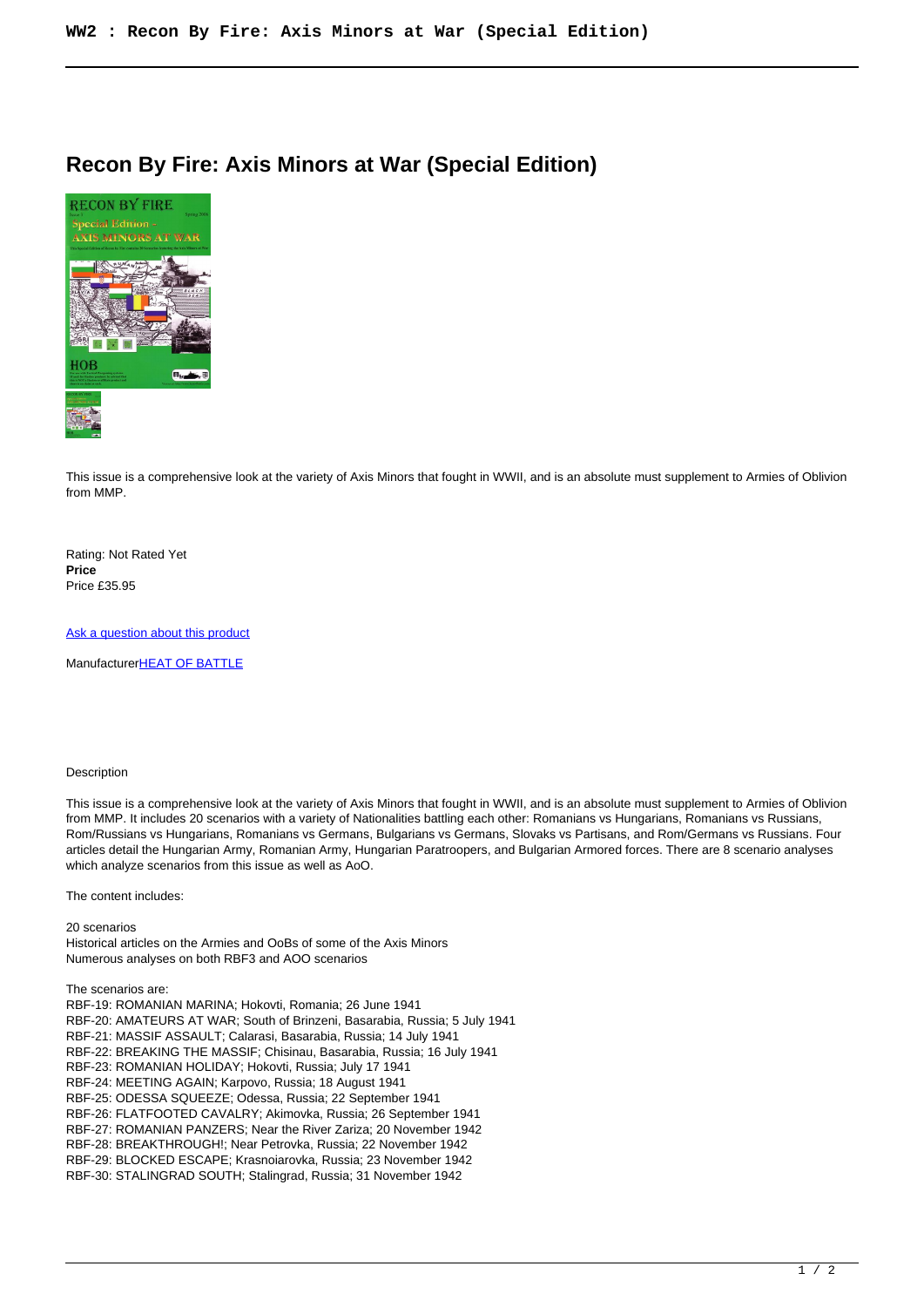# Recon By Fire: Axis Minors at War (Special Edition)

This issue is a comprehensive look at the variety of Axis Minors that fought in WWII, and is an absolute must supplement to Armies of Oblivion from MMP.

Rating: Not Rated Yet
**Price**
Price £35.95

[Ask a question about this product]

Manufacturer[HEAT OF BATTLE]

Description

This issue is a comprehensive look at the variety of Axis Minors that fought in WWII, and is an absolute must supplement to Armies of Oblivion from MMP. It includes 20 scenarios with a variety of Nationalities battling each other: Romanians vs Hungarians, Romanians vs Russians, Rom/Russians vs Hungarians, Romanians vs Germans, Bulgarians vs Germans, Slovaks vs Partisans, and Rom/Germans vs Russians. Four articles detail the Hungarian Army, Romanian Army, Hungarian Paratroopers, and Bulgarian Armored forces. There are 8 scenario analyses which analyze scenarios from this issue as well as AoO.

The content includes:

20 scenarios
Historical articles on the Armies and OoBs of some of the Axis Minors
Numerous analyses on both RBF3 and AOO scenarios

The scenarios are:
RBF-19: ROMANIAN MARINA; Hokovti, Romania; 26 June 1941
RBF-20: AMATEURS AT WAR; South of Brinzeni, Basarabia, Russia; 5 July 1941
RBF-21: MASSIF ASSAULT; Calarasi, Basarabia, Russia; 14 July 1941
RBF-22: BREAKING THE MASSIF; Chisinau, Basarabia, Russia; 16 July 1941
RBF-23: ROMANIAN HOLIDAY; Hokovti, Russia; July 17 1941
RBF-24: MEETING AGAIN; Karpovo, Russia; 18 August 1941
RBF-25: ODESSA SQUEEZE; Odessa, Russia; 22 September 1941
RBF-26: FLATFOOTED CAVALRY; Akimovka, Russia; 26 September 1941
RBF-27: ROMANIAN PANZERS; Near the River Zariza; 20 November 1942
RBF-28: BREAKTHROUGH!; Near Petrovka, Russia; 22 November 1942
RBF-29: BLOCKED ESCAPE; Krasnoiarovka, Russia; 23 November 1942
RBF-30: STALINGRAD SOUTH; Stalingrad, Russia; 31 November 1942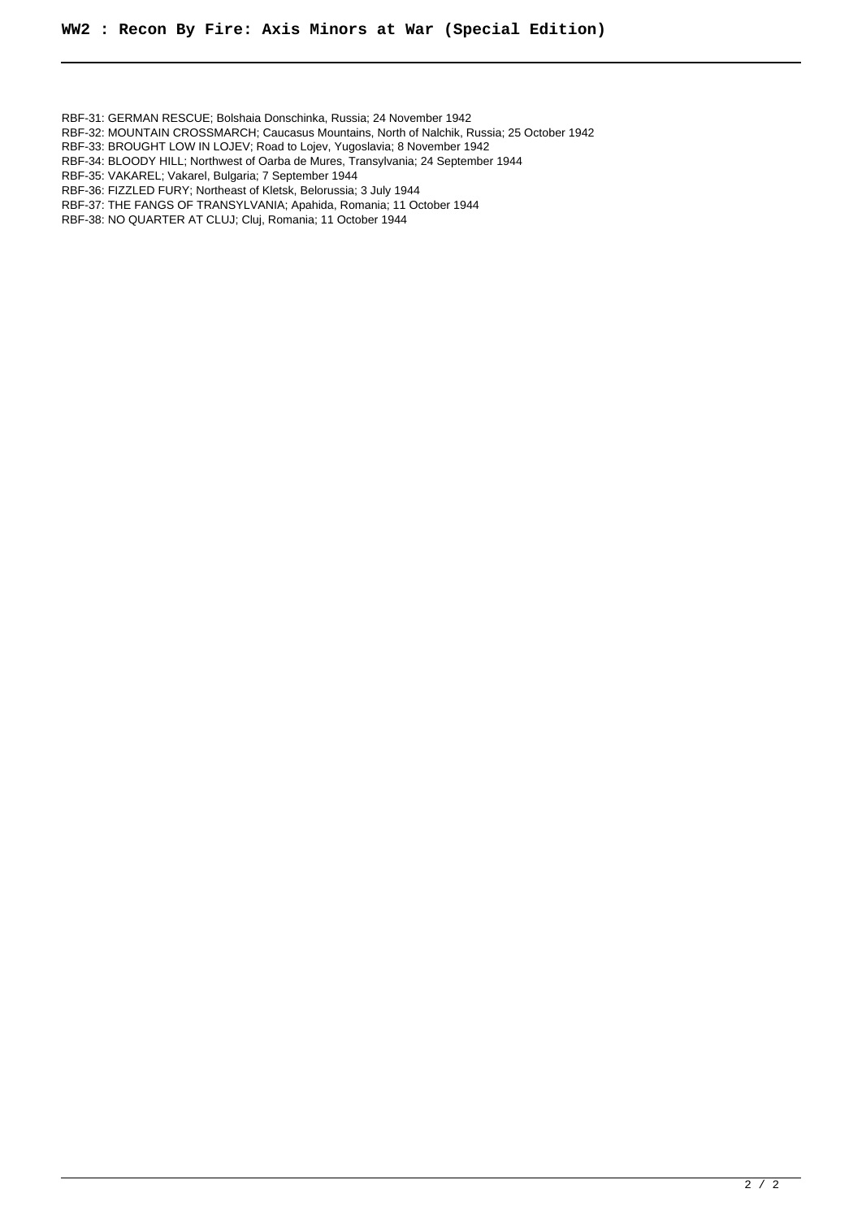RBF-31: GERMAN RESCUE; Bolshaia Donschinka, Russia; 24 November 1942

RBF-32: MOUNTAIN CROSSMARCH; Caucasus Mountains, North of Nalchik, Russia; 25 October 1942

RBF-33: BROUGHT LOW IN LOJEV; Road to Lojev, Yugoslavia; 8 November 1942

RBF-34: BLOODY HILL; Northwest of Oarba de Mures, Transylvania; 24 September 1944

RBF-35: VAKAREL; Vakarel, Bulgaria; 7 September 1944

RBF-36: FIZZLED FURY; Northeast of Kletsk, Belorussia; 3 July 1944

RBF-37: THE FANGS OF TRANSYLVANIA; Apahida, Romania; 11 October 1944

RBF-38: NO QUARTER AT CLUJ; Cluj, Romania; 11 October 1944